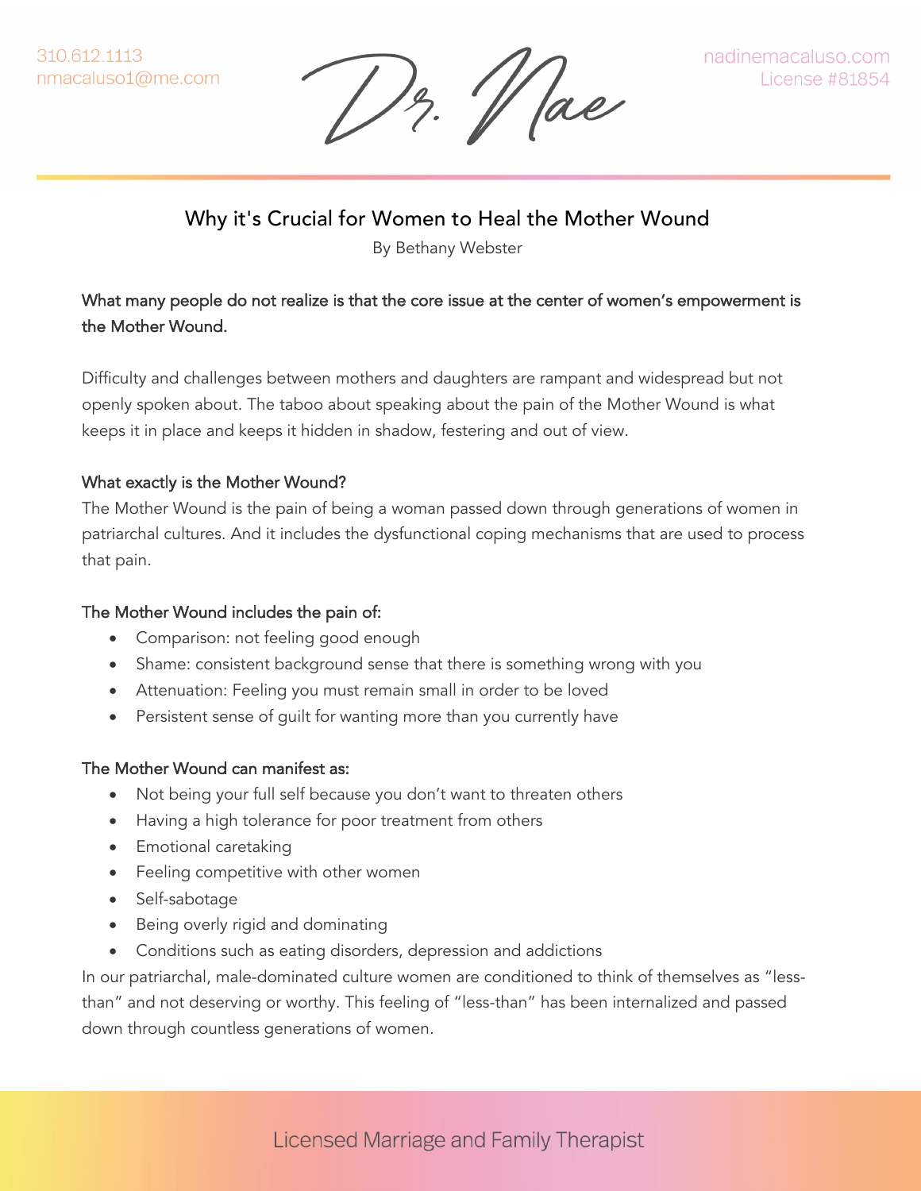# Why it's Crucial for Women to Heal the Mother Wound

By Bethany Webster

**What many people do not realize is that the core issue at the center of women's empowerment is the Mother Wound.**

Difficulty and challenges between mothers and daughters are rampant and widespread but not openly spoken about. The taboo about speaking about the pain of the Mother Wound is what keeps it in place and keeps it hidden in shadow, festering and out of view.

### What exactly is the Mother Wound?

The Mother Wound is the pain of being a woman passed down through generations of women in patriarchal cultures. And it includes the dysfunctional coping mechanisms that are used to process that pain.

### The Mother Wound includes the pain of:

- Comparison: not feeling good enough
- Shame: consistent background sense that there is something wrong with you
- Attenuation: Feeling you must remain small in order to be loved
- Persistent sense of guilt for wanting more than you currently have

### The Mother Wound can manifest as:

- Not being your full self because you don't want to threaten others
- Having a high tolerance for poor treatment from others
- Emotional caretaking
- Feeling competitive with other women
- Self-sabotage
- Being overly rigid and dominating
- Conditions such as eating disorders, depression and addictions

In our patriarchal, male-dominated culture women are conditioned to think of themselves as "less-than" and not deserving or worthy. This feeling of "less-than" has been internalized and passed down through countless generations of women.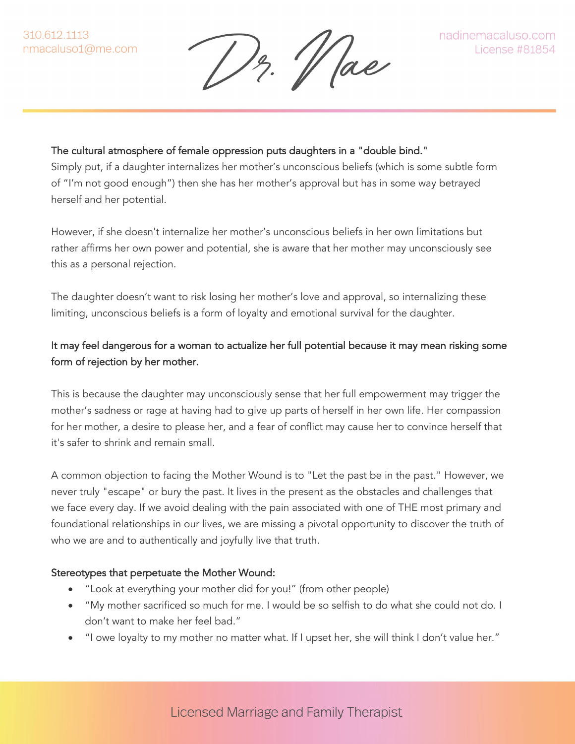**The cultural atmosphere of female oppression puts daughters in a "double bind."**
Simply put, if a daughter internalizes her mother's unconscious beliefs (which is some subtle form of "I'm not good enough") then she has her mother's approval but has in some way betrayed herself and her potential.

However, if she doesn't internalize her mother's unconscious beliefs in her own limitations but rather affirms her own power and potential, she is aware that her mother may unconsciously see this as a personal rejection.

The daughter doesn't want to risk losing her mother's love and approval, so internalizing these limiting, unconscious beliefs is a form of loyalty and emotional survival for the daughter.

**It may feel dangerous for a woman to actualize her full potential because it may mean risking some form of rejection by her mother.**

This is because the daughter may unconsciously sense that her full empowerment may trigger the mother's sadness or rage at having had to give up parts of herself in her own life. Her compassion for her mother, a desire to please her, and a fear of conflict may cause her to convince herself that it's safer to shrink and remain small.

A common objection to facing the Mother Wound is to "Let the past be in the past." However, we never truly "escape" or bury the past. It lives in the present as the obstacles and challenges that we face every day. If we avoid dealing with the pain associated with one of THE most primary and foundational relationships in our lives, we are missing a pivotal opportunity to discover the truth of who we are and to authentically and joyfully live that truth.

**Stereotypes that perpetuate the Mother Wound:**

- "Look at everything your mother did for you!" (from other people)
- "My mother sacrificed so much for me. I would be so selfish to do what she could not do. I don't want to make her feel bad."
- "I owe loyalty to my mother no matter what. If I upset her, she will think I don't value her."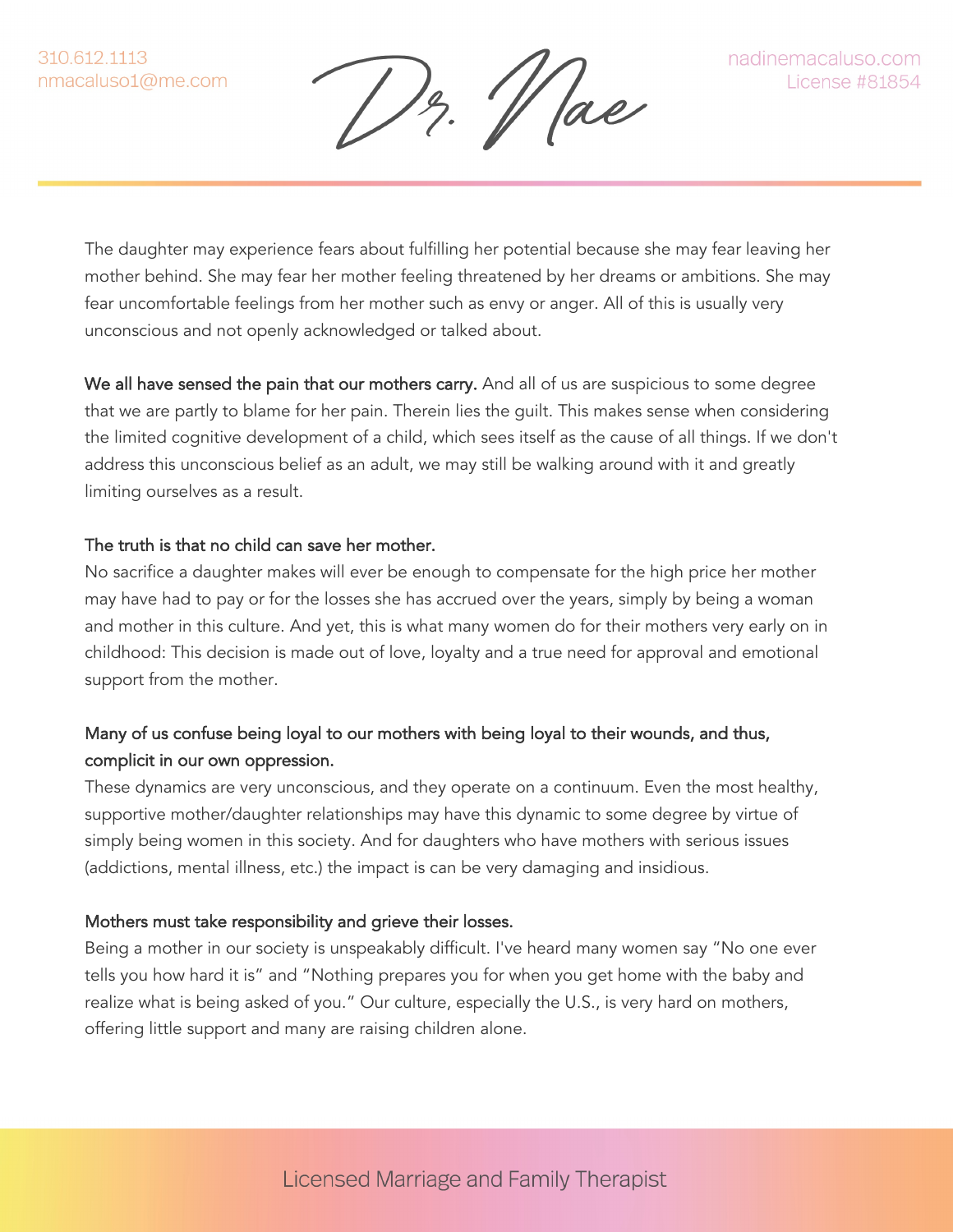The daughter may experience fears about fulfilling her potential because she may fear leaving her mother behind. She may fear her mother feeling threatened by her dreams or ambitions. She may fear uncomfortable feelings from her mother such as envy or anger. All of this is usually very unconscious and not openly acknowledged or talked about.

We all have sensed the pain that our mothers carry. And all of us are suspicious to some degree that we are partly to blame for her pain. Therein lies the guilt. This makes sense when considering the limited cognitive development of a child, which sees itself as the cause of all things. If we don't address this unconscious belief as an adult, we may still be walking around with it and greatly limiting ourselves as a result.

### The truth is that no child can save her mother.

No sacrifice a daughter makes will ever be enough to compensate for the high price her mother may have had to pay or for the losses she has accrued over the years, simply by being a woman and mother in this culture. And yet, this is what many women do for their mothers very early on in childhood: This decision is made out of love, loyalty and a true need for approval and emotional support from the mother.

### Many of us confuse being loyal to our mothers with being loyal to their wounds, and thus, complicit in our own oppression.

These dynamics are very unconscious, and they operate on a continuum. Even the most healthy, supportive mother/daughter relationships may have this dynamic to some degree by virtue of simply being women in this society. And for daughters who have mothers with serious issues (addictions, mental illness, etc.) the impact is can be very damaging and insidious.

### Mothers must take responsibility and grieve their losses.

Being a mother in our society is unspeakably difficult. I've heard many women say "No one ever tells you how hard it is" and "Nothing prepares you for when you get home with the baby and realize what is being asked of you." Our culture, especially the U.S., is very hard on mothers, offering little support and many are raising children alone.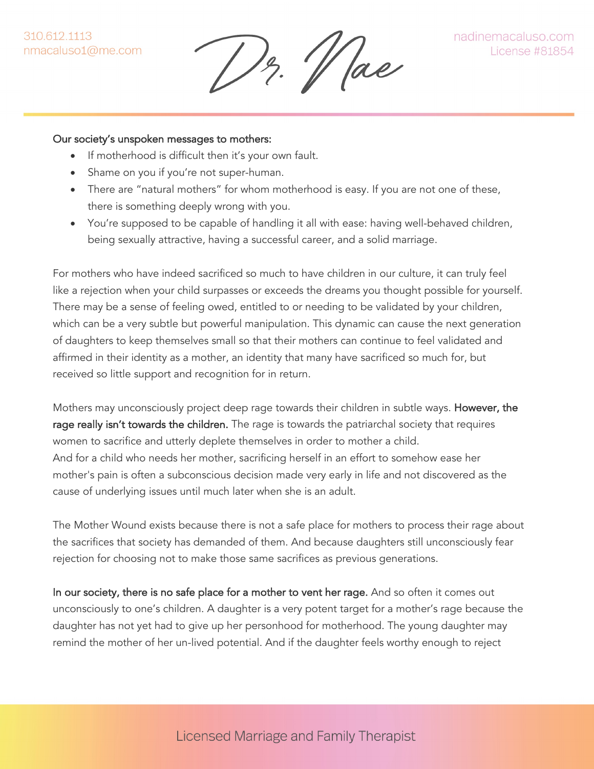Our society's unspoken messages to mothers:

- If motherhood is difficult then it's your own fault.
- Shame on you if you're not super-human.
- There are "natural mothers" for whom motherhood is easy. If you are not one of these, there is something deeply wrong with you.
- You're supposed to be capable of handling it all with ease: having well-behaved children, being sexually attractive, having a successful career, and a solid marriage.

For mothers who have indeed sacrificed so much to have children in our culture, it can truly feel like a rejection when your child surpasses or exceeds the dreams you thought possible for yourself. There may be a sense of feeling owed, entitled to or needing to be validated by your children, which can be a very subtle but powerful manipulation. This dynamic can cause the next generation of daughters to keep themselves small so that their mothers can continue to feel validated and affirmed in their identity as a mother, an identity that many have sacrificed so much for, but received so little support and recognition for in return.

Mothers may unconsciously project deep rage towards their children in subtle ways. **However, the rage really isn't towards the children.** The rage is towards the patriarchal society that requires women to sacrifice and utterly deplete themselves in order to mother a child.
And for a child who needs her mother, sacrificing herself in an effort to somehow ease her mother's pain is often a subconscious decision made very early in life and not discovered as the cause of underlying issues until much later when she is an adult.

The Mother Wound exists because there is not a safe place for mothers to process their rage about the sacrifices that society has demanded of them. And because daughters still unconsciously fear rejection for choosing not to make those same sacrifices as previous generations.

**In our society, there is no safe place for a mother to vent her rage.** And so often it comes out unconsciously to one's children. A daughter is a very potent target for a mother's rage because the daughter has not yet had to give up her personhood for motherhood. The young daughter may remind the mother of her un-lived potential. And if the daughter feels worthy enough to reject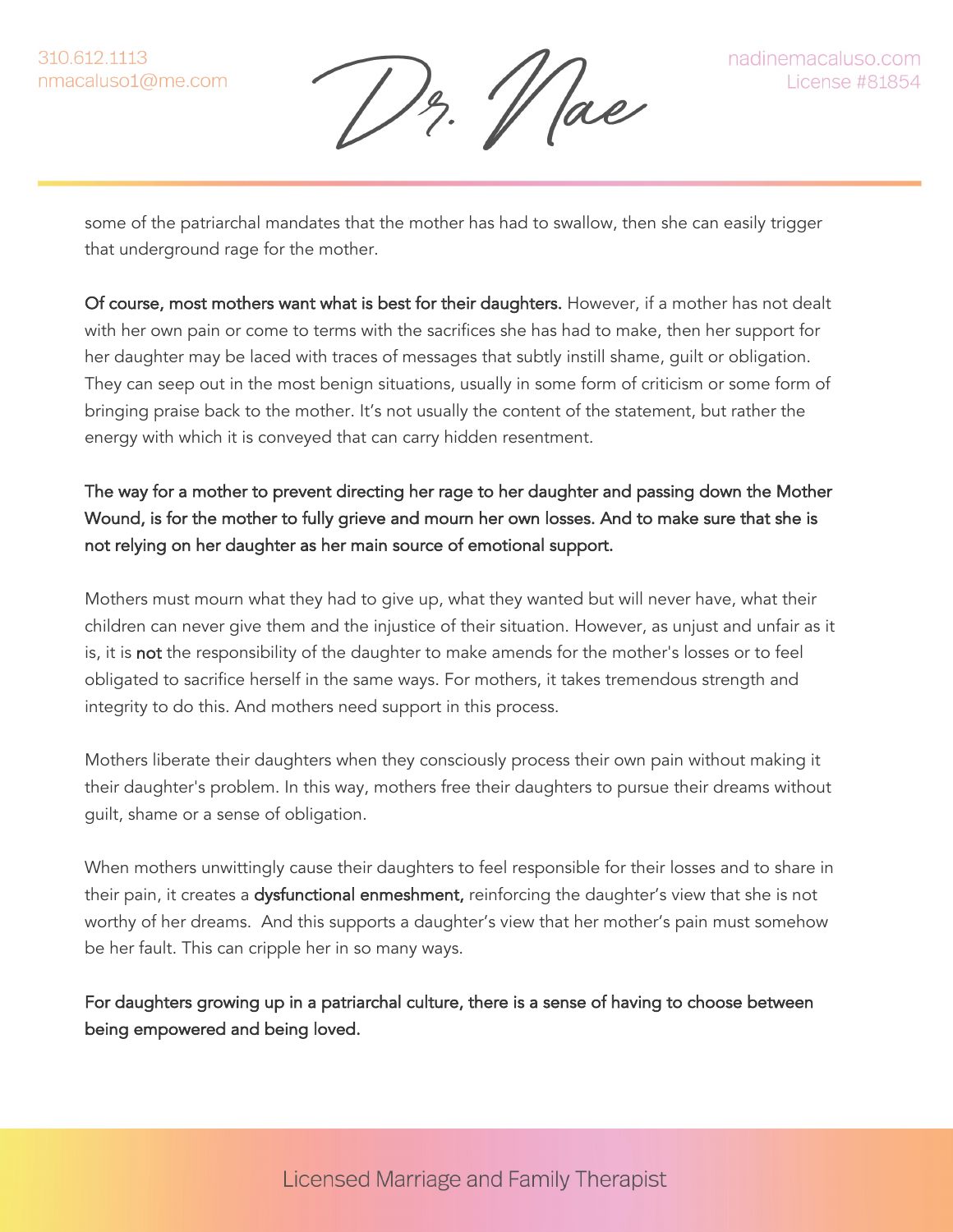some of the patriarchal mandates that the mother has had to swallow, then she can easily trigger that underground rage for the mother.

**Of course, most mothers want what is best for their daughters.** However, if a mother has not dealt with her own pain or come to terms with the sacrifices she has had to make, then her support for her daughter may be laced with traces of messages that subtly instill shame, guilt or obligation. They can seep out in the most benign situations, usually in some form of criticism or some form of bringing praise back to the mother. It's not usually the content of the statement, but rather the energy with which it is conveyed that can carry hidden resentment.

**The way for a mother to prevent directing her rage to her daughter and passing down the Mother Wound, is for the mother to fully grieve and mourn her own losses. And to make sure that she is not relying on her daughter as her main source of emotional support.**

Mothers must mourn what they had to give up, what they wanted but will never have, what their children can never give them and the injustice of their situation. However, as unjust and unfair as it is, it is **not** the responsibility of the daughter to make amends for the mother's losses or to feel obligated to sacrifice herself in the same ways. For mothers, it takes tremendous strength and integrity to do this. And mothers need support in this process.

Mothers liberate their daughters when they consciously process their own pain without making it their daughter's problem. In this way, mothers free their daughters to pursue their dreams without guilt, shame or a sense of obligation.

When mothers unwittingly cause their daughters to feel responsible for their losses and to share in their pain, it creates a **dysfunctional enmeshment,** reinforcing the daughter's view that she is not worthy of her dreams. And this supports a daughter's view that her mother's pain must somehow be her fault. This can cripple her in so many ways.

**For daughters growing up in a patriarchal culture, there is a sense of having to choose between being empowered and being loved.**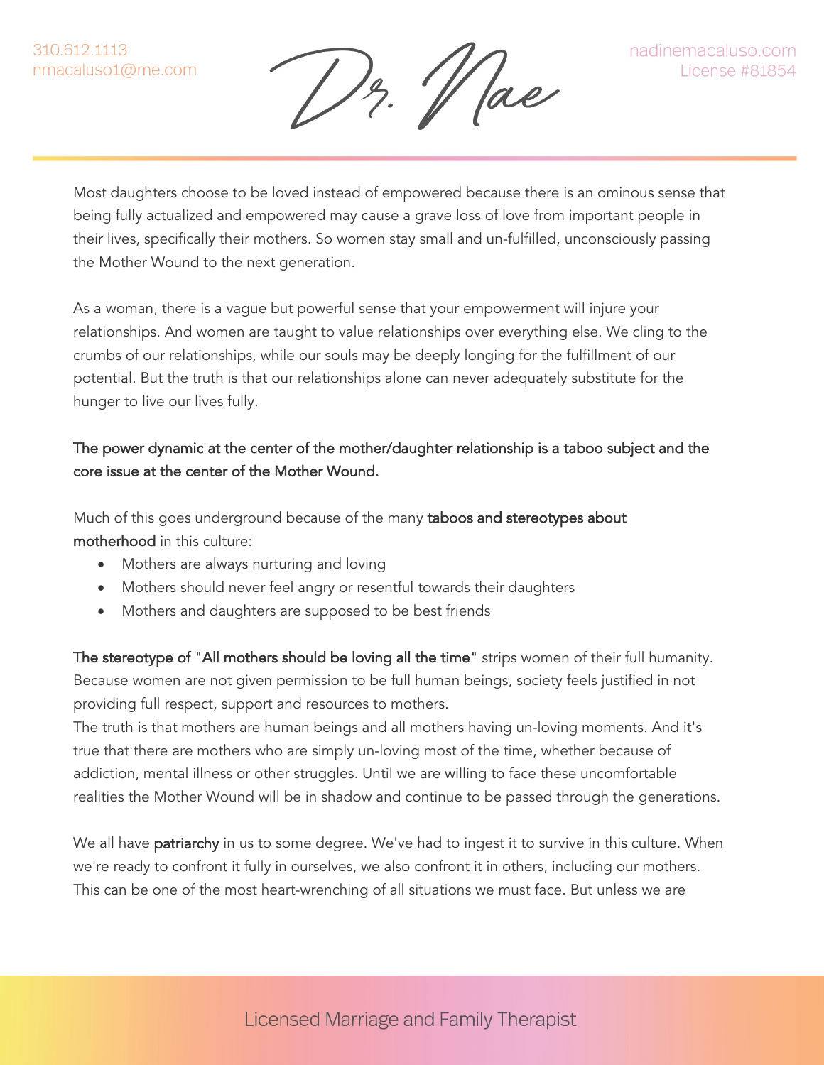Most daughters choose to be loved instead of empowered because there is an ominous sense that being fully actualized and empowered may cause a grave loss of love from important people in their lives, specifically their mothers. So women stay small and un-fulfilled, unconsciously passing the Mother Wound to the next generation.

As a woman, there is a vague but powerful sense that your empowerment will injure your relationships. And women are taught to value relationships over everything else. We cling to the crumbs of our relationships, while our souls may be deeply longing for the fulfillment of our potential. But the truth is that our relationships alone can never adequately substitute for the hunger to live our lives fully.

The power dynamic at the center of the mother/daughter relationship is a taboo subject and the core issue at the center of the Mother Wound.

Much of this goes underground because of the many taboos and stereotypes about motherhood in this culture:

- Mothers are always nurturing and loving
- Mothers should never feel angry or resentful towards their daughters
- Mothers and daughters are supposed to be best friends

The stereotype of "All mothers should be loving all the time" strips women of their full humanity. Because women are not given permission to be full human beings, society feels justified in not providing full respect, support and resources to mothers.
The truth is that mothers are human beings and all mothers having un-loving moments. And it's true that there are mothers who are simply un-loving most of the time, whether because of addiction, mental illness or other struggles. Until we are willing to face these uncomfortable realities the Mother Wound will be in shadow and continue to be passed through the generations.

We all have patriarchy in us to some degree. We've had to ingest it to survive in this culture. When we're ready to confront it fully in ourselves, we also confront it in others, including our mothers. This can be one of the most heart-wrenching of all situations we must face. But unless we are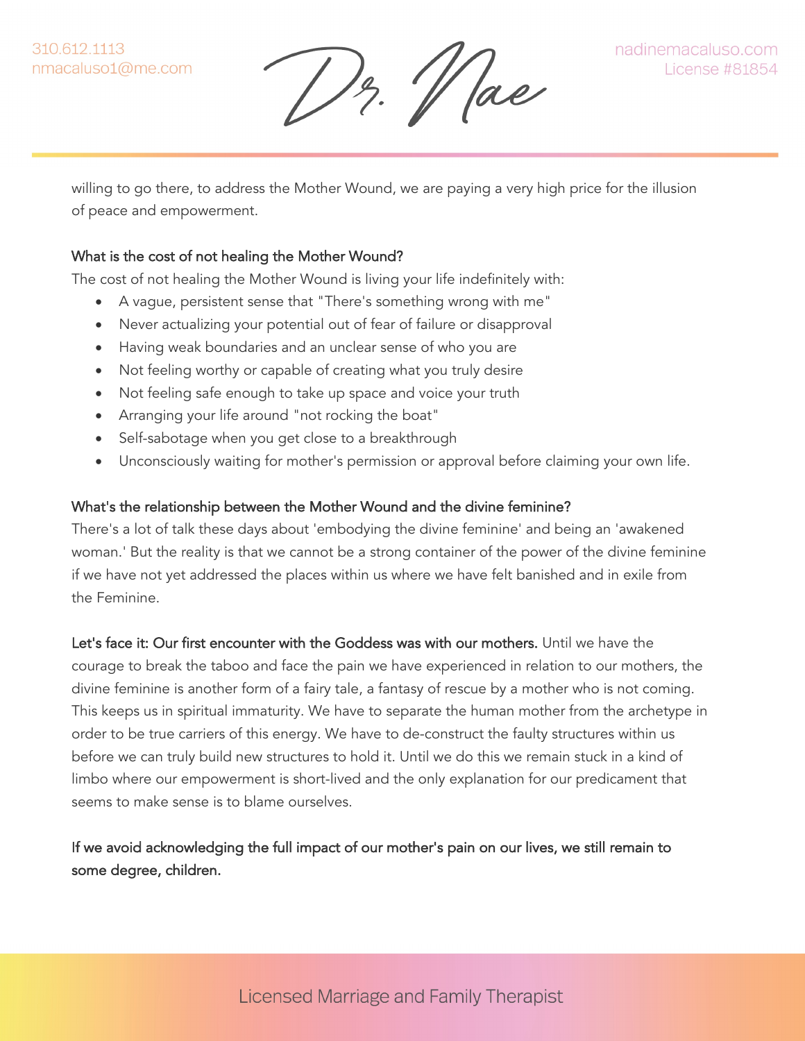willing to go there, to address the Mother Wound, we are paying a very high price for the illusion of peace and empowerment.

**What is the cost of not healing the Mother Wound?**

The cost of not healing the Mother Wound is living your life indefinitely with:

- A vague, persistent sense that "There's something wrong with me"
- Never actualizing your potential out of fear of failure or disapproval
- Having weak boundaries and an unclear sense of who you are
- Not feeling worthy or capable of creating what you truly desire
- Not feeling safe enough to take up space and voice your truth
- Arranging your life around "not rocking the boat"
- Self-sabotage when you get close to a breakthrough
- Unconsciously waiting for mother's permission or approval before claiming your own life.

**What's the relationship between the Mother Wound and the divine feminine?**

There's a lot of talk these days about 'embodying the divine feminine' and being an 'awakened woman.' But the reality is that we cannot be a strong container of the power of the divine feminine if we have not yet addressed the places within us where we have felt banished and in exile from the Feminine.

**Let's face it: Our first encounter with the Goddess was with our mothers.** Until we have the courage to break the taboo and face the pain we have experienced in relation to our mothers, the divine feminine is another form of a fairy tale, a fantasy of rescue by a mother who is not coming. This keeps us in spiritual immaturity. We have to separate the human mother from the archetype in order to be true carriers of this energy. We have to de-construct the faulty structures within us before we can truly build new structures to hold it. Until we do this we remain stuck in a kind of limbo where our empowerment is short-lived and the only explanation for our predicament that seems to make sense is to blame ourselves.

**If we avoid acknowledging the full impact of our mother's pain on our lives, we still remain to some degree, children.**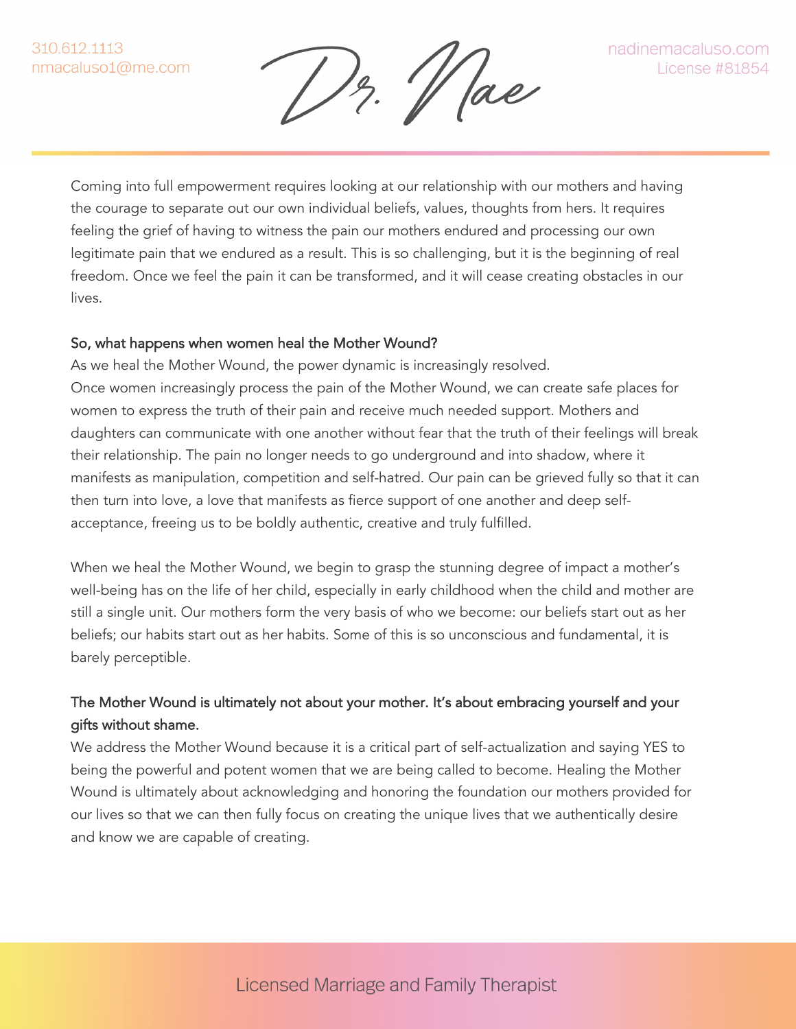Coming into full empowerment requires looking at our relationship with our mothers and having the courage to separate out our own individual beliefs, values, thoughts from hers. It requires feeling the grief of having to witness the pain our mothers endured and processing our own legitimate pain that we endured as a result. This is so challenging, but it is the beginning of real freedom. Once we feel the pain it can be transformed, and it will cease creating obstacles in our lives.

**So, what happens when women heal the Mother Wound?**

As we heal the Mother Wound, the power dynamic is increasingly resolved.

Once women increasingly process the pain of the Mother Wound, we can create safe places for women to express the truth of their pain and receive much needed support. Mothers and daughters can communicate with one another without fear that the truth of their feelings will break their relationship. The pain no longer needs to go underground and into shadow, where it manifests as manipulation, competition and self-hatred. Our pain can be grieved fully so that it can then turn into love, a love that manifests as fierce support of one another and deep self-acceptance, freeing us to be boldly authentic, creative and truly fulfilled.

When we heal the Mother Wound, we begin to grasp the stunning degree of impact a mother's well-being has on the life of her child, especially in early childhood when the child and mother are still a single unit. Our mothers form the very basis of who we become: our beliefs start out as her beliefs; our habits start out as her habits. Some of this is so unconscious and fundamental, it is barely perceptible.

**The Mother Wound is ultimately not about your mother. It's about embracing yourself and your gifts without shame.**

We address the Mother Wound because it is a critical part of self-actualization and saying YES to being the powerful and potent women that we are being called to become. Healing the Mother Wound is ultimately about acknowledging and honoring the foundation our mothers provided for our lives so that we can then fully focus on creating the unique lives that we authentically desire and know we are capable of creating.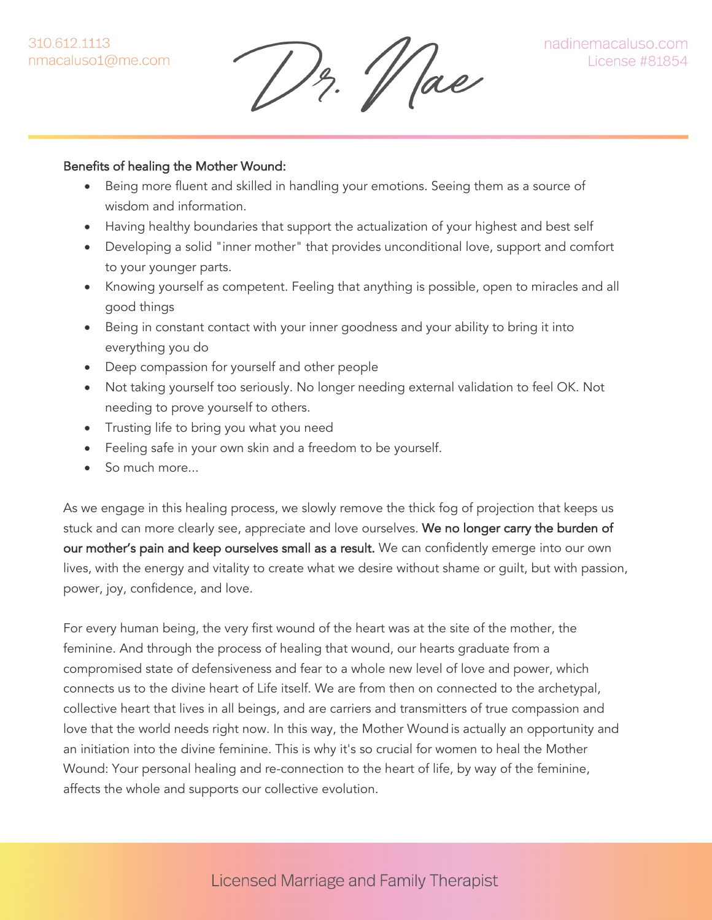**Benefits of healing the Mother Wound:**

- Being more fluent and skilled in handling your emotions. Seeing them as a source of wisdom and information.
- Having healthy boundaries that support the actualization of your highest and best self
- Developing a solid "inner mother" that provides unconditional love, support and comfort to your younger parts.
- Knowing yourself as competent. Feeling that anything is possible, open to miracles and all good things
- Being in constant contact with your inner goodness and your ability to bring it into everything you do
- Deep compassion for yourself and other people
- Not taking yourself too seriously. No longer needing external validation to feel OK. Not needing to prove yourself to others.
- Trusting life to bring you what you need
- Feeling safe in your own skin and a freedom to be yourself.
- So much more...

As we engage in this healing process, we slowly remove the thick fog of projection that keeps us stuck and can more clearly see, appreciate and love ourselves. **We no longer carry the burden of our mother's pain and keep ourselves small as a result.** We can confidently emerge into our own lives, with the energy and vitality to create what we desire without shame or guilt, but with passion, power, joy, confidence, and love.

For every human being, the very first wound of the heart was at the site of the mother, the feminine. And through the process of healing that wound, our hearts graduate from a compromised state of defensiveness and fear to a whole new level of love and power, which connects us to the divine heart of Life itself. We are from then on connected to the archetypal, collective heart that lives in all beings, and are carriers and transmitters of true compassion and love that the world needs right now. In this way, the Mother Wound is actually an opportunity and an initiation into the divine feminine. This is why it's so crucial for women to heal the Mother Wound: Your personal healing and re-connection to the heart of life, by way of the feminine, affects the whole and supports our collective evolution.